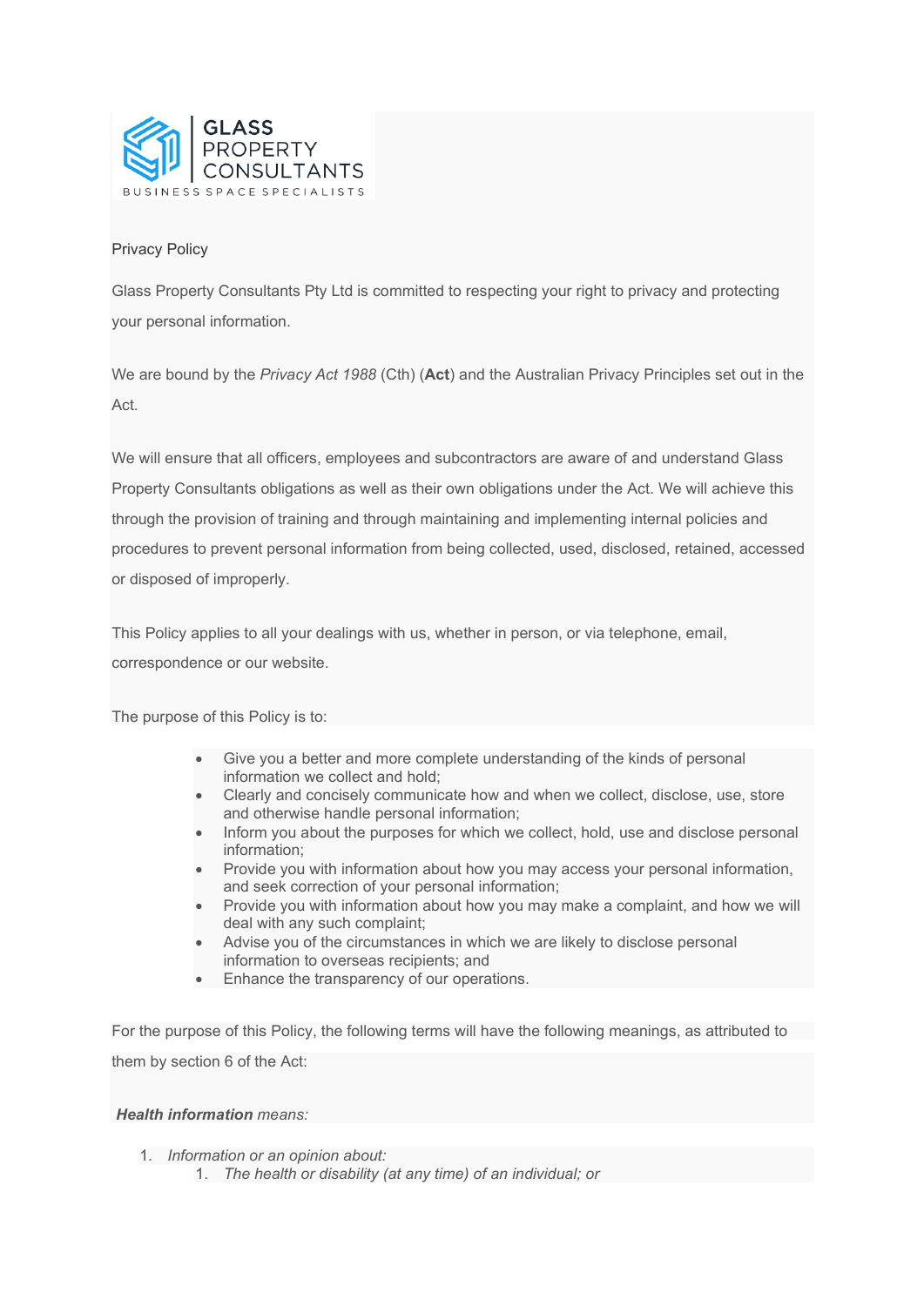GLASS PROPERTY CONSULTANTS

BUSINESS SPACE SPECIALISTS

# Privacy Policy

Glass Property Consultants Pty Ltd is committed to respecting your right to privacy and protecting your personal information.

We are bound by the *Privacy Act 1988* (Cth) (**Act**) and the Australian Privacy Principles set out in the Act.

We will ensure that all officers, employees and subcontractors are aware of and understand Glass Property Consultants obligations as well as their own obligations under the Act. We will achieve this through the provision of training and through maintaining and implementing internal policies and procedures to prevent personal information from being collected, used, disclosed, retained, accessed or disposed of improperly.

This Policy applies to all your dealings with us, whether in person, or via telephone, email, correspondence or our website.

The purpose of this Policy is to:

- Give you a better and more complete understanding of the kinds of personal information we collect and hold;
- Clearly and concisely communicate how and when we collect, disclose, use, store and otherwise handle personal information;
- Inform you about the purposes for which we collect, hold, use and disclose personal information;
- Provide you with information about how you may access your personal information, and seek correction of your personal information;
- Provide you with information about how you may make a complaint, and how we will deal with any such complaint;
- Advise you of the circumstances in which we are likely to disclose personal information to overseas recipients; and
- Enhance the transparency of our operations.

For the purpose of this Policy, the following terms will have the following meanings, as attributed to them by section 6 of the Act:

***Health information*** *means:*

1. *Information or an opinion about:*
    1. *The health or disability (at any time) of an individual; or*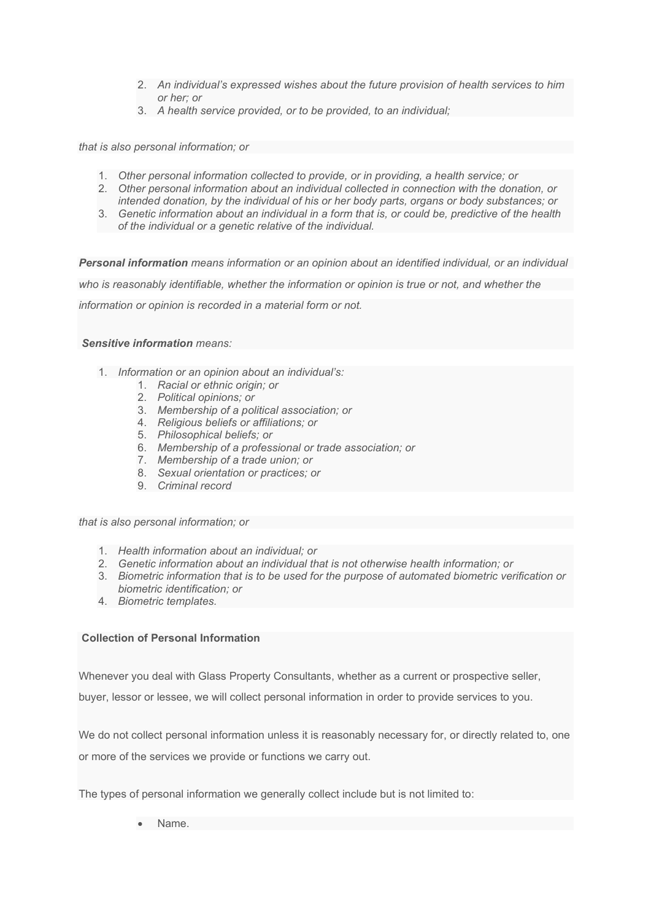2. *An individual's expressed wishes about the future provision of health services to him or her; or*
3. *A health service provided, or to be provided, to an individual;*

*that is also personal information; or*

1. *Other personal information collected to provide, or in providing, a health service; or*
2. *Other personal information about an individual collected in connection with the donation, or intended donation, by the individual of his or her body parts, organs or body substances; or*
3. *Genetic information about an individual in a form that is, or could be, predictive of the health of the individual or a genetic relative of the individual.*

***Personal information*** *means information or an opinion about an identified individual, or an individual who is reasonably identifiable, whether the information or opinion is true or not, and whether the information or opinion is recorded in a material form or not.*

***Sensitive information*** *means:*

1. *Information or an opinion about an individual's:*
    1. *Racial or ethnic origin; or*
    2. *Political opinions; or*
    3. *Membership of a political association; or*
    4. *Religious beliefs or affiliations; or*
    5. *Philosophical beliefs; or*
    6. *Membership of a professional or trade association; or*
    7. *Membership of a trade union; or*
    8. *Sexual orientation or practices; or*
    9. *Criminal record*

*that is also personal information; or*

1. *Health information about an individual; or*
2. *Genetic information about an individual that is not otherwise health information; or*
3. *Biometric information that is to be used for the purpose of automated biometric verification or biometric identification; or*
4. *Biometric templates.*

**Collection of Personal Information**

Whenever you deal with Glass Property Consultants, whether as a current or prospective seller, buyer, lessor or lessee, we will collect personal information in order to provide services to you.

We do not collect personal information unless it is reasonably necessary for, or directly related to, one or more of the services we provide or functions we carry out.

The types of personal information we generally collect include but is not limited to:

- Name.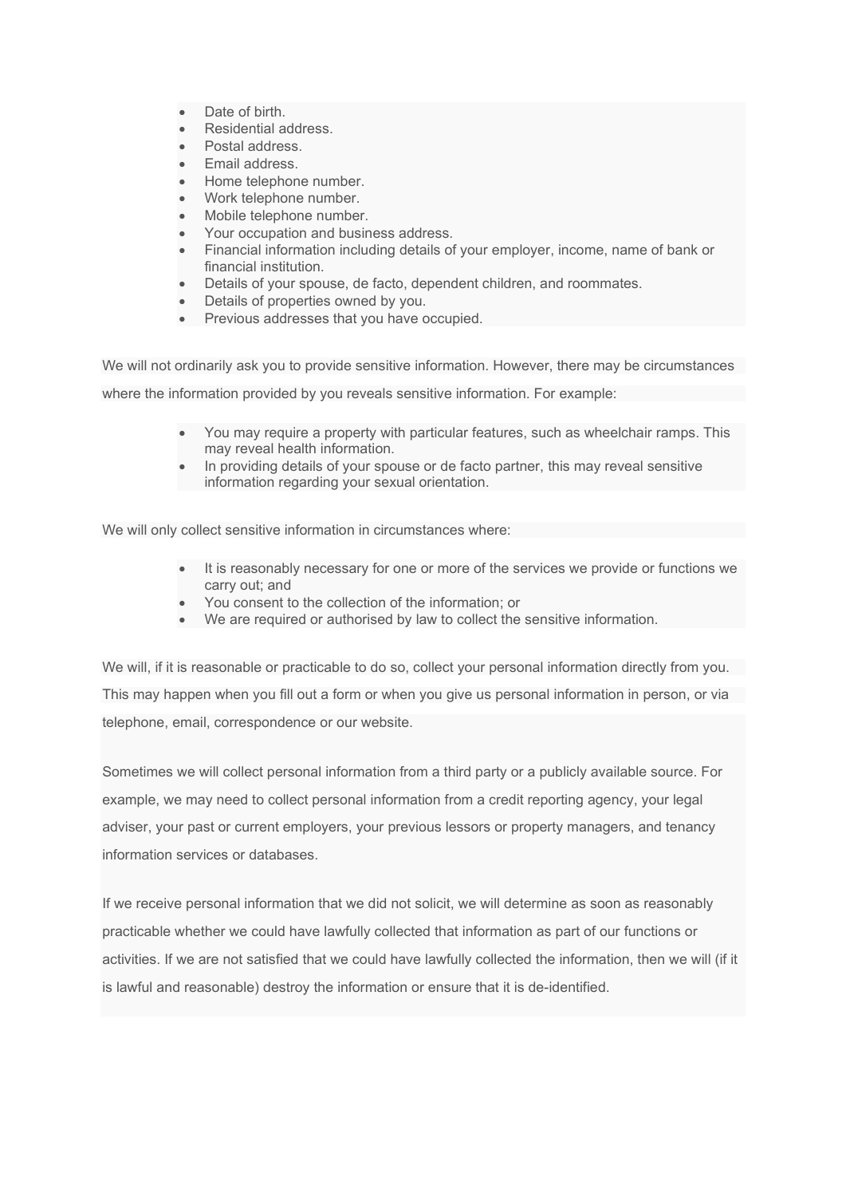- Date of birth.
- Residential address.
- Postal address.
- Email address.
- Home telephone number.
- Work telephone number.
- Mobile telephone number.
- Your occupation and business address.
- Financial information including details of your employer, income, name of bank or financial institution.
- Details of your spouse, de facto, dependent children, and roommates.
- Details of properties owned by you.
- Previous addresses that you have occupied.

We will not ordinarily ask you to provide sensitive information. However, there may be circumstances where the information provided by you reveals sensitive information. For example:

- You may require a property with particular features, such as wheelchair ramps. This may reveal health information.
- In providing details of your spouse or de facto partner, this may reveal sensitive information regarding your sexual orientation.

We will only collect sensitive information in circumstances where:

- It is reasonably necessary for one or more of the services we provide or functions we carry out; and
- You consent to the collection of the information; or
- We are required or authorised by law to collect the sensitive information.

We will, if it is reasonable or practicable to do so, collect your personal information directly from you. This may happen when you fill out a form or when you give us personal information in person, or via telephone, email, correspondence or our website.

Sometimes we will collect personal information from a third party or a publicly available source. For example, we may need to collect personal information from a credit reporting agency, your legal adviser, your past or current employers, your previous lessors or property managers, and tenancy information services or databases.

If we receive personal information that we did not solicit, we will determine as soon as reasonably practicable whether we could have lawfully collected that information as part of our functions or activities. If we are not satisfied that we could have lawfully collected the information, then we will (if it is lawful and reasonable) destroy the information or ensure that it is de-identified.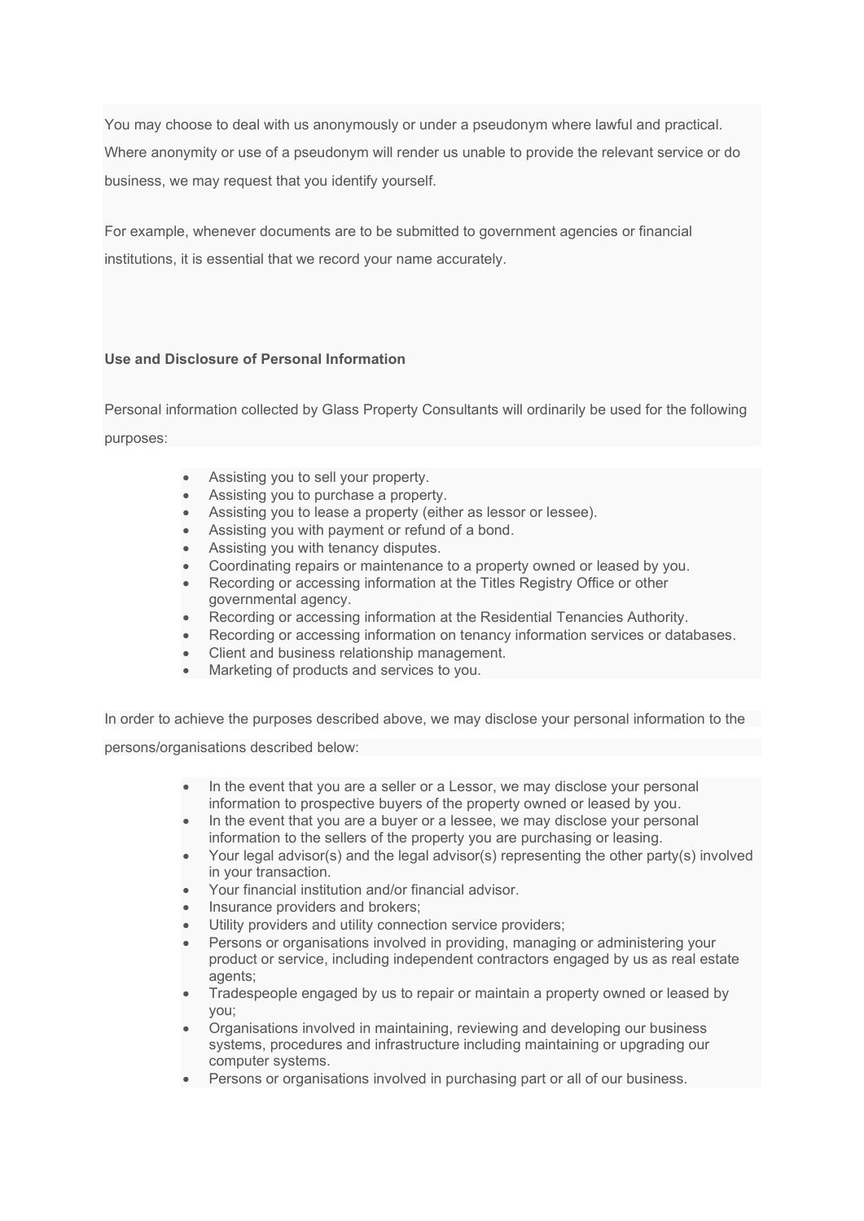You may choose to deal with us anonymously or under a pseudonym where lawful and practical. Where anonymity or use of a pseudonym will render us unable to provide the relevant service or do business, we may request that you identify yourself.

For example, whenever documents are to be submitted to government agencies or financial institutions, it is essential that we record your name accurately.

**Use and Disclosure of Personal Information**

Personal information collected by Glass Property Consultants will ordinarily be used for the following purposes:

- Assisting you to sell your property.
- Assisting you to purchase a property.
- Assisting you to lease a property (either as lessor or lessee).
- Assisting you with payment or refund of a bond.
- Assisting you with tenancy disputes.
- Coordinating repairs or maintenance to a property owned or leased by you.
- Recording or accessing information at the Titles Registry Office or other governmental agency.
- Recording or accessing information at the Residential Tenancies Authority.
- Recording or accessing information on tenancy information services or databases.
- Client and business relationship management.
- Marketing of products and services to you.

In order to achieve the purposes described above, we may disclose your personal information to the persons/organisations described below:

- In the event that you are a seller or a Lessor, we may disclose your personal information to prospective buyers of the property owned or leased by you.
- In the event that you are a buyer or a lessee, we may disclose your personal information to the sellers of the property you are purchasing or leasing.
- Your legal advisor(s) and the legal advisor(s) representing the other party(s) involved in your transaction.
- Your financial institution and/or financial advisor.
- Insurance providers and brokers;
- Utility providers and utility connection service providers;
- Persons or organisations involved in providing, managing or administering your product or service, including independent contractors engaged by us as real estate agents;
- Tradespeople engaged by us to repair or maintain a property owned or leased by you;
- Organisations involved in maintaining, reviewing and developing our business systems, procedures and infrastructure including maintaining or upgrading our computer systems.
- Persons or organisations involved in purchasing part or all of our business.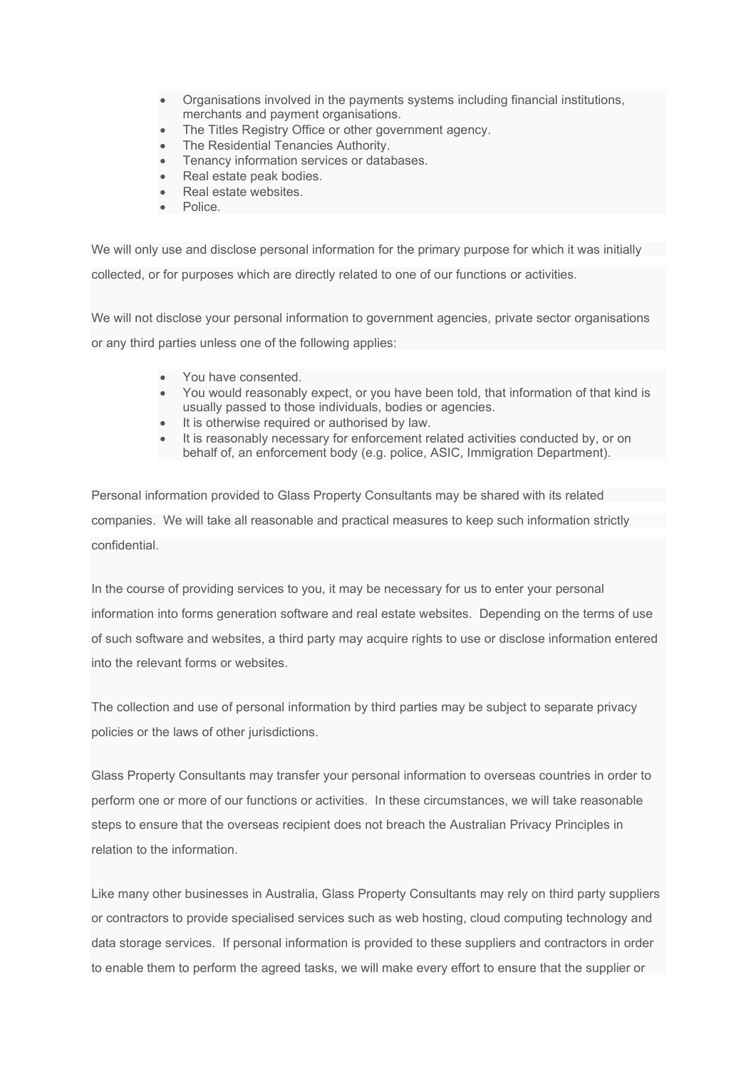- Organisations involved in the payments systems including financial institutions, merchants and payment organisations.
- The Titles Registry Office or other government agency.
- The Residential Tenancies Authority.
- Tenancy information services or databases.
- Real estate peak bodies.
- Real estate websites.
- Police.

We will only use and disclose personal information for the primary purpose for which it was initially collected, or for purposes which are directly related to one of our functions or activities.

We will not disclose your personal information to government agencies, private sector organisations or any third parties unless one of the following applies:

- You have consented.
- You would reasonably expect, or you have been told, that information of that kind is usually passed to those individuals, bodies or agencies.
- It is otherwise required or authorised by law.
- It is reasonably necessary for enforcement related activities conducted by, or on behalf of, an enforcement body (e.g. police, ASIC, Immigration Department).

Personal information provided to Glass Property Consultants may be shared with its related companies. We will take all reasonable and practical measures to keep such information strictly confidential.

In the course of providing services to you, it may be necessary for us to enter your personal information into forms generation software and real estate websites. Depending on the terms of use of such software and websites, a third party may acquire rights to use or disclose information entered into the relevant forms or websites.

The collection and use of personal information by third parties may be subject to separate privacy policies or the laws of other jurisdictions.

Glass Property Consultants may transfer your personal information to overseas countries in order to perform one or more of our functions or activities. In these circumstances, we will take reasonable steps to ensure that the overseas recipient does not breach the Australian Privacy Principles in relation to the information.

Like many other businesses in Australia, Glass Property Consultants may rely on third party suppliers or contractors to provide specialised services such as web hosting, cloud computing technology and data storage services. If personal information is provided to these suppliers and contractors in order to enable them to perform the agreed tasks, we will make every effort to ensure that the supplier or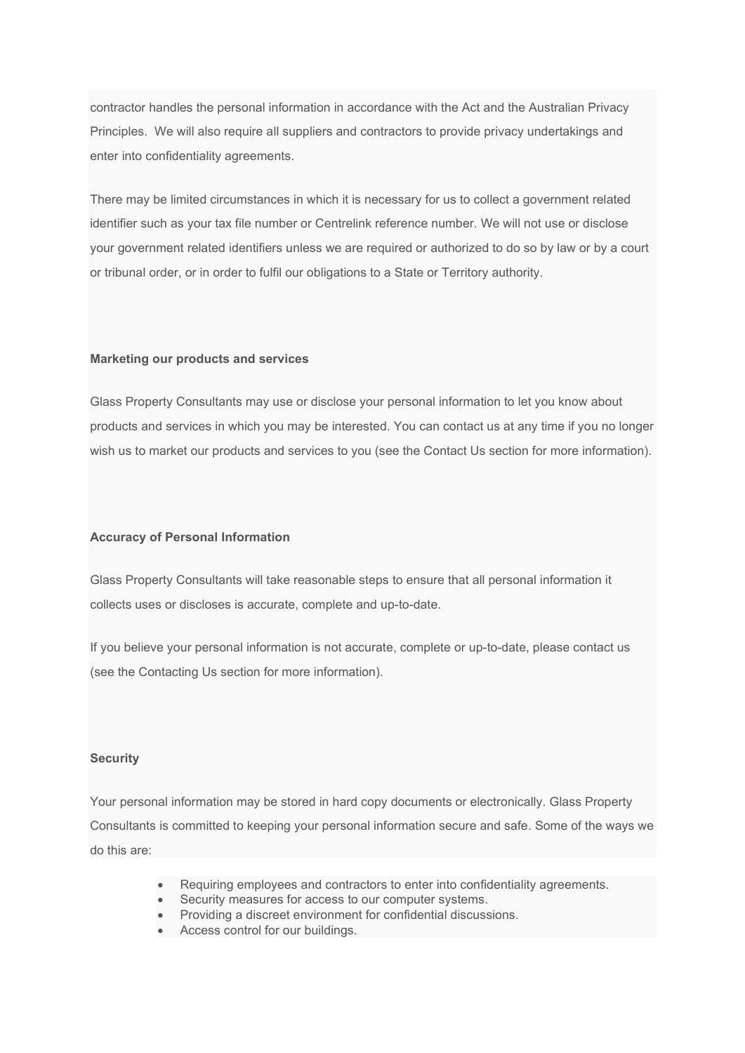contractor handles the personal information in accordance with the Act and the Australian Privacy Principles.  We will also require all suppliers and contractors to provide privacy undertakings and enter into confidentiality agreements.

There may be limited circumstances in which it is necessary for us to collect a government related identifier such as your tax file number or Centrelink reference number. We will not use or disclose your government related identifiers unless we are required or authorized to do so by law or by a court or tribunal order, or in order to fulfil our obligations to a State or Territory authority.

**Marketing our products and services**

Glass Property Consultants may use or disclose your personal information to let you know about products and services in which you may be interested. You can contact us at any time if you no longer wish us to market our products and services to you (see the Contact Us section for more information).

**Accuracy of Personal Information**

Glass Property Consultants will take reasonable steps to ensure that all personal information it collects uses or discloses is accurate, complete and up-to-date.

If you believe your personal information is not accurate, complete or up-to-date, please contact us (see the Contacting Us section for more information).

**Security**

Your personal information may be stored in hard copy documents or electronically. Glass Property Consultants is committed to keeping your personal information secure and safe. Some of the ways we do this are:

- Requiring employees and contractors to enter into confidentiality agreements.
- Security measures for access to our computer systems.
- Providing a discreet environment for confidential discussions.
- Access control for our buildings.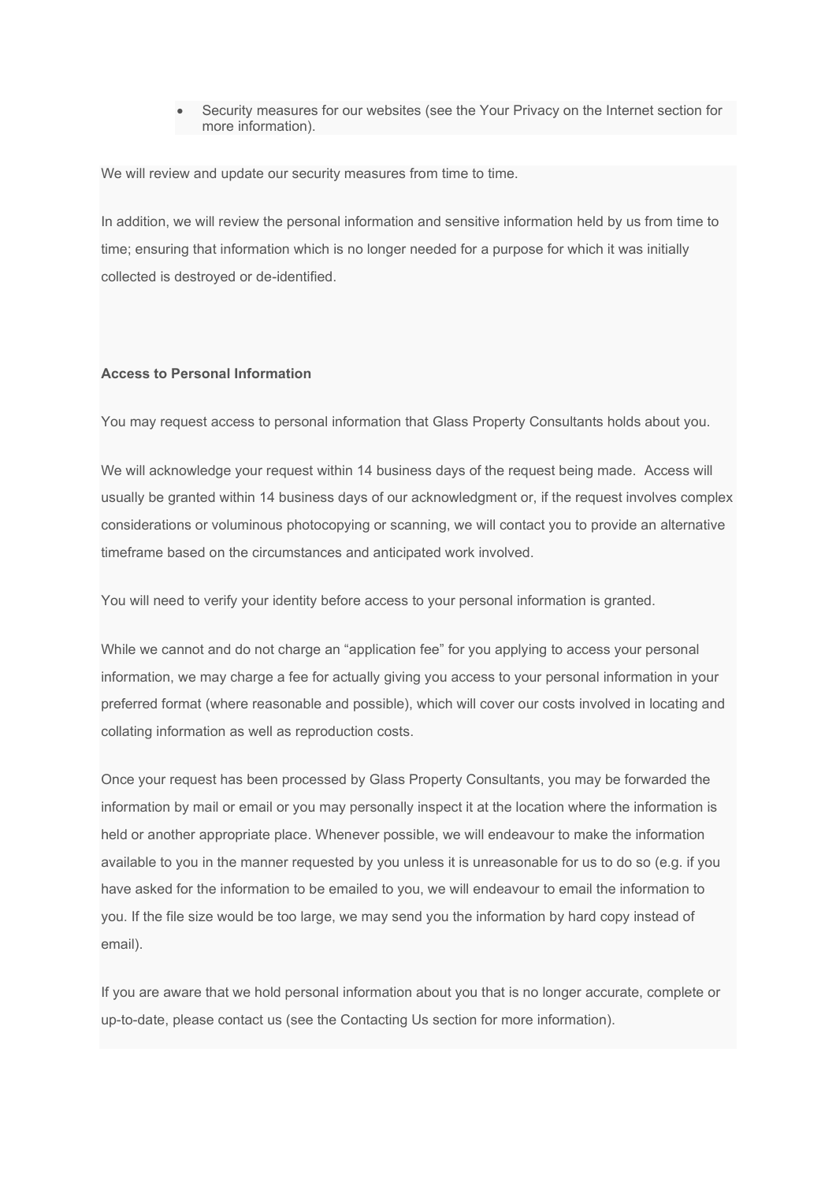- Security measures for our websites (see the Your Privacy on the Internet section for more information).

We will review and update our security measures from time to time.

In addition, we will review the personal information and sensitive information held by us from time to time; ensuring that information which is no longer needed for a purpose for which it was initially collected is destroyed or de-identified.

**Access to Personal Information**

You may request access to personal information that Glass Property Consultants holds about you.

We will acknowledge your request within 14 business days of the request being made. Access will usually be granted within 14 business days of our acknowledgment or, if the request involves complex considerations or voluminous photocopying or scanning, we will contact you to provide an alternative timeframe based on the circumstances and anticipated work involved.

You will need to verify your identity before access to your personal information is granted.

While we cannot and do not charge an "application fee" for you applying to access your personal information, we may charge a fee for actually giving you access to your personal information in your preferred format (where reasonable and possible), which will cover our costs involved in locating and collating information as well as reproduction costs.

Once your request has been processed by Glass Property Consultants, you may be forwarded the information by mail or email or you may personally inspect it at the location where the information is held or another appropriate place. Whenever possible, we will endeavour to make the information available to you in the manner requested by you unless it is unreasonable for us to do so (e.g. if you have asked for the information to be emailed to you, we will endeavour to email the information to you. If the file size would be too large, we may send you the information by hard copy instead of email).

If you are aware that we hold personal information about you that is no longer accurate, complete or up-to-date, please contact us (see the Contacting Us section for more information).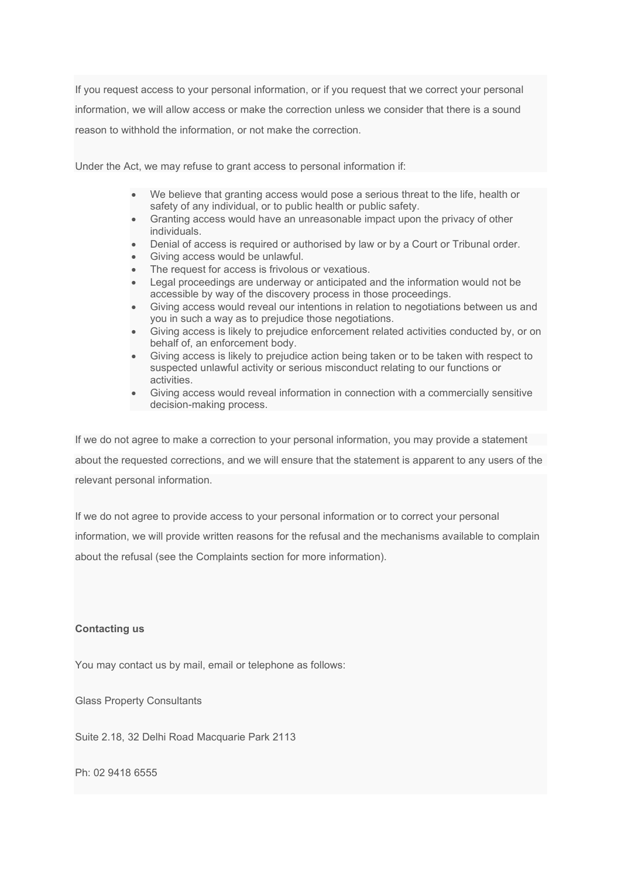If you request access to your personal information, or if you request that we correct your personal information, we will allow access or make the correction unless we consider that there is a sound reason to withhold the information, or not make the correction.

Under the Act, we may refuse to grant access to personal information if:

- We believe that granting access would pose a serious threat to the life, health or safety of any individual, or to public health or public safety.
- Granting access would have an unreasonable impact upon the privacy of other individuals.
- Denial of access is required or authorised by law or by a Court or Tribunal order.
- Giving access would be unlawful.
- The request for access is frivolous or vexatious.
- Legal proceedings are underway or anticipated and the information would not be accessible by way of the discovery process in those proceedings.
- Giving access would reveal our intentions in relation to negotiations between us and you in such a way as to prejudice those negotiations.
- Giving access is likely to prejudice enforcement related activities conducted by, or on behalf of, an enforcement body.
- Giving access is likely to prejudice action being taken or to be taken with respect to suspected unlawful activity or serious misconduct relating to our functions or activities.
- Giving access would reveal information in connection with a commercially sensitive decision-making process.

If we do not agree to make a correction to your personal information, you may provide a statement about the requested corrections, and we will ensure that the statement is apparent to any users of the relevant personal information.

If we do not agree to provide access to your personal information or to correct your personal information, we will provide written reasons for the refusal and the mechanisms available to complain about the refusal (see the Complaints section for more information).

**Contacting us**

You may contact us by mail, email or telephone as follows:

Glass Property Consultants

Suite 2.18, 32 Delhi Road Macquarie Park 2113

Ph: 02 9418 6555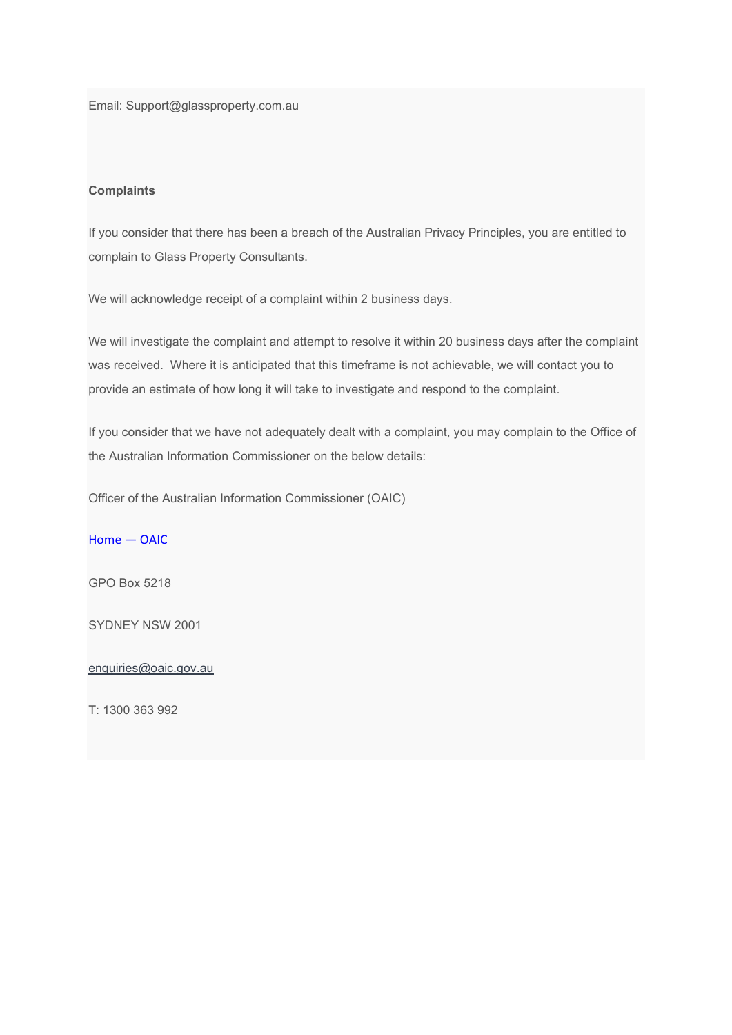Email: Support@glassproperty.com.au

**Complaints**

If you consider that there has been a breach of the Australian Privacy Principles, you are entitled to complain to Glass Property Consultants.

We will acknowledge receipt of a complaint within 2 business days.

We will investigate the complaint and attempt to resolve it within 20 business days after the complaint was received. Where it is anticipated that this timeframe is not achievable, we will contact you to provide an estimate of how long it will take to investigate and respond to the complaint.

If you consider that we have not adequately dealt with a complaint, you may complain to the Office of the Australian Information Commissioner on the below details:

Officer of the Australian Information Commissioner (OAIC)

Home — OAIC

GPO Box 5218

SYDNEY NSW 2001

enquiries@oaic.gov.au

T: 1300 363 992